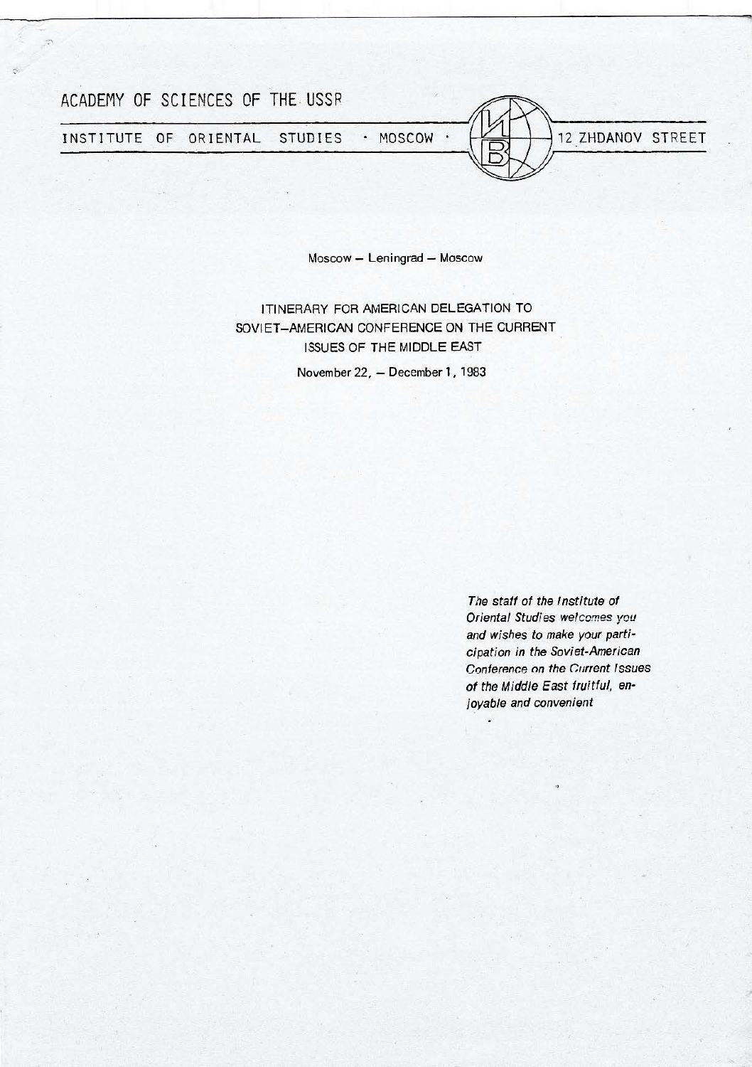ACADEMY OF SCIENCES OF THE USSR

INSTITUTE OF ORIENTAL STUDIES · MOSCOW · 12 ZHDANOV STREET

Moscow – Leningrad – Moscow

# ITINERARY FOR AMERICAN DELEGATION TO SOVIET–AMERICAN CONFERENCE ON THE CURRENT ISSUES OF THE MIDDLE EAST

November 22, – December 1, 1983

*The staff of the Institute of Oriental Studies welcomes you and wishes to make your participation in the Soviet-American Conference on the Current Issues of the Middle East fruitful, enjoyable and convenient*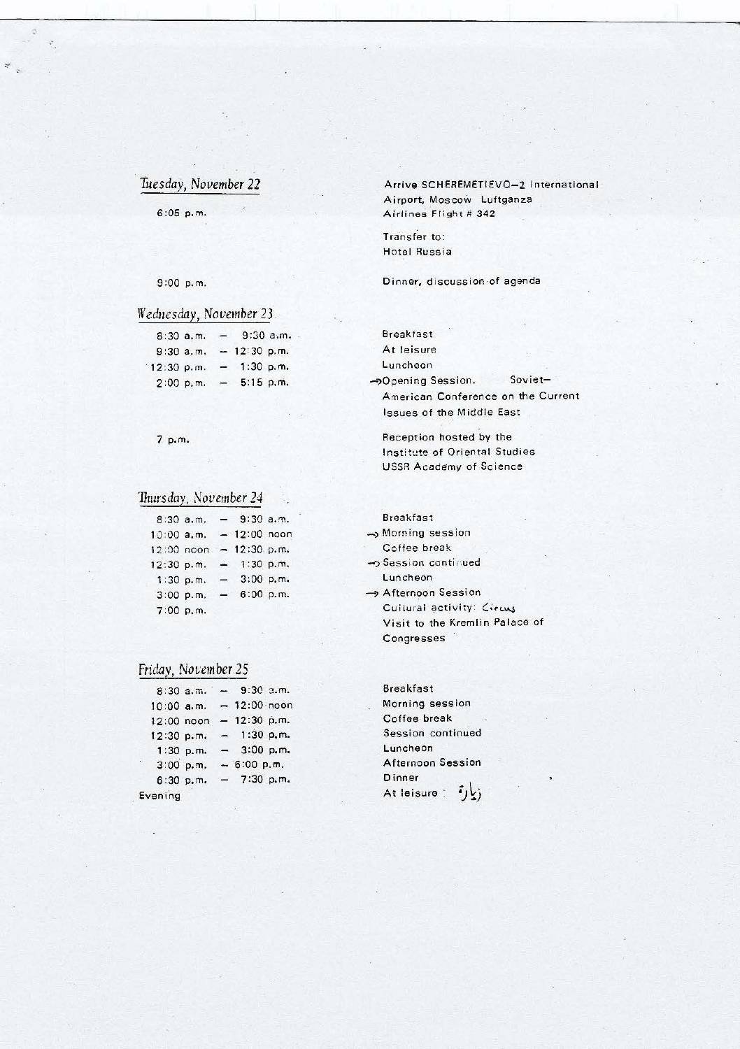*Tuesday, November 22*

| | |
|---|---|
| 6:05 p.m. | Arrive SCHEREMETIEVO–2 International Airport, Moscow Luftganza Airlines Flight # 342 |
| | Transfer to: Hotel Russia |
| 9:00 p.m. | Dinner, discussion of agenda |

*Wednesday, November 23*

| | |
|---|---|
| 8:30 a.m. – 9:30 a.m. | Breakfast |
| 9:30 a.m. – 12:30 p.m. | At leisure |
| 12:30 p.m. – 1:30 p.m. | Luncheon |
| 2:00 p.m. – 5:15 p.m. | → Opening Session. Soviet–American Conference on the Current Issues of the Middle East |
| 7 p.m. | Reception hosted by the Institute of Oriental Studies USSR Academy of Science |

*Thursday, November 24*

| | |
|---|---|
| 8:30 a.m. – 9:30 a.m. | Breakfast |
| 10:00 a.m. – 12:00 noon | → Morning session |
| 12:00 noon – 12:30 p.m. | Coffee break |
| 12:30 p.m. – 1:30 p.m. | → Session continued |
| 1:30 p.m. – 3:00 p.m. | Luncheon |
| 3:00 p.m. – 6:00 p.m. | → Afternoon Session |
| 7:00 p.m. | Cultural activity: Circus Visit to the Kremlin Palace of Congresses |

*Friday, November 25*

| | |
|---|---|
| 8:30 a.m. – 9:30 a.m. | Breakfast |
| 10:00 a.m. – 12:00 noon | Morning session |
| 12:00 noon – 12:30 p.m. | Coffee break |
| 12:30 p.m. – 1:30 p.m. | Session continued |
| 1:30 p.m. – 3:00 p.m. | Luncheon |
| 3:00 p.m. – 6:00 p.m. | Afternoon Session |
| 6:30 p.m. – 7:30 p.m. | Dinner |
| Evening | At leisure : زيارة |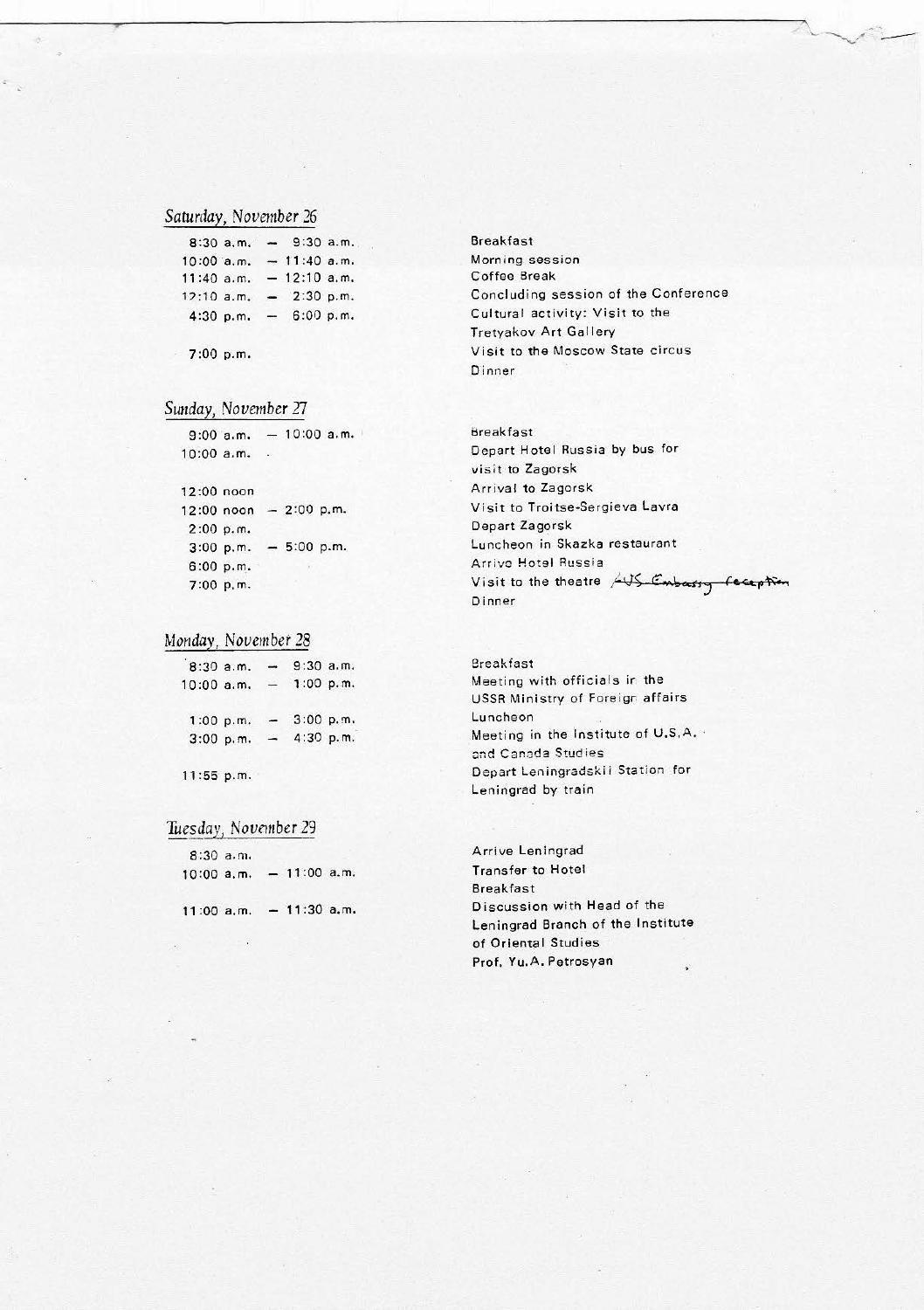## *Saturday, November 26*

| | |
|---|---|
| 8:30 a.m. – 9:30 a.m. | Breakfast |
| 10:00 a.m. – 11:40 a.m. | Morning session |
| 11:40 a.m. – 12:10 a.m. | Coffee Break |
| 12:10 a.m. – 2:30 p.m. | Concluding session of the Conference |
| 4:30 p.m. – 6:00 p.m. | Cultural activity: Visit to the Tretyakov Art Gallery |
| 7:00 p.m. | Visit to the Moscow State circus |
| | Dinner |

## *Sunday, November 27*

| | |
|---|---|
| 9:00 a.m. – 10:00 a.m. | Breakfast |
| 10:00 a.m. | Depart Hotel Russia by bus for visit to Zagorsk |
| 12:00 noon | Arrival to Zagorsk |
| 12:00 noon – 2:00 p.m. | Visit to Troitse-Sergieva Lavra |
| 2:00 p.m. | Depart Zagorsk |
| 3:00 p.m. – 5:00 p.m. | Luncheon in Skazka restaurant |
| 6:00 p.m. | Arrive Hotel Russia |
| 7:00 p.m. | Visit to the theatre ~~/US Embassy reception~~ |
| | Dinner |

## *Monday, November 28*

| | |
|---|---|
| 8:30 a.m. – 9:30 a.m. | Breakfast |
| 10:00 a.m. – 1:00 p.m. | Meeting with officials in the USSR Ministry of Foreign affairs |
| 1:00 p.m. – 3:00 p.m. | Luncheon |
| 3:00 p.m. – 4:30 p.m. | Meeting in the Institute of U.S.A. and Canada Studies |
| 11:55 p.m. | Depart Leningradskii Station for Leningrad by train |

## *Tuesday, November 29*

| | |
|---|---|
| 8:30 a.m. | Arrive Leningrad |
| 10:00 a.m. – 11:00 a.m. | Transfer to Hotel |
| | Breakfast |
| 11:00 a.m. – 11:30 a.m. | Discussion with Head of the Leningrad Branch of the Institute of Oriental Studies Prof. Yu.A. Petrosyan |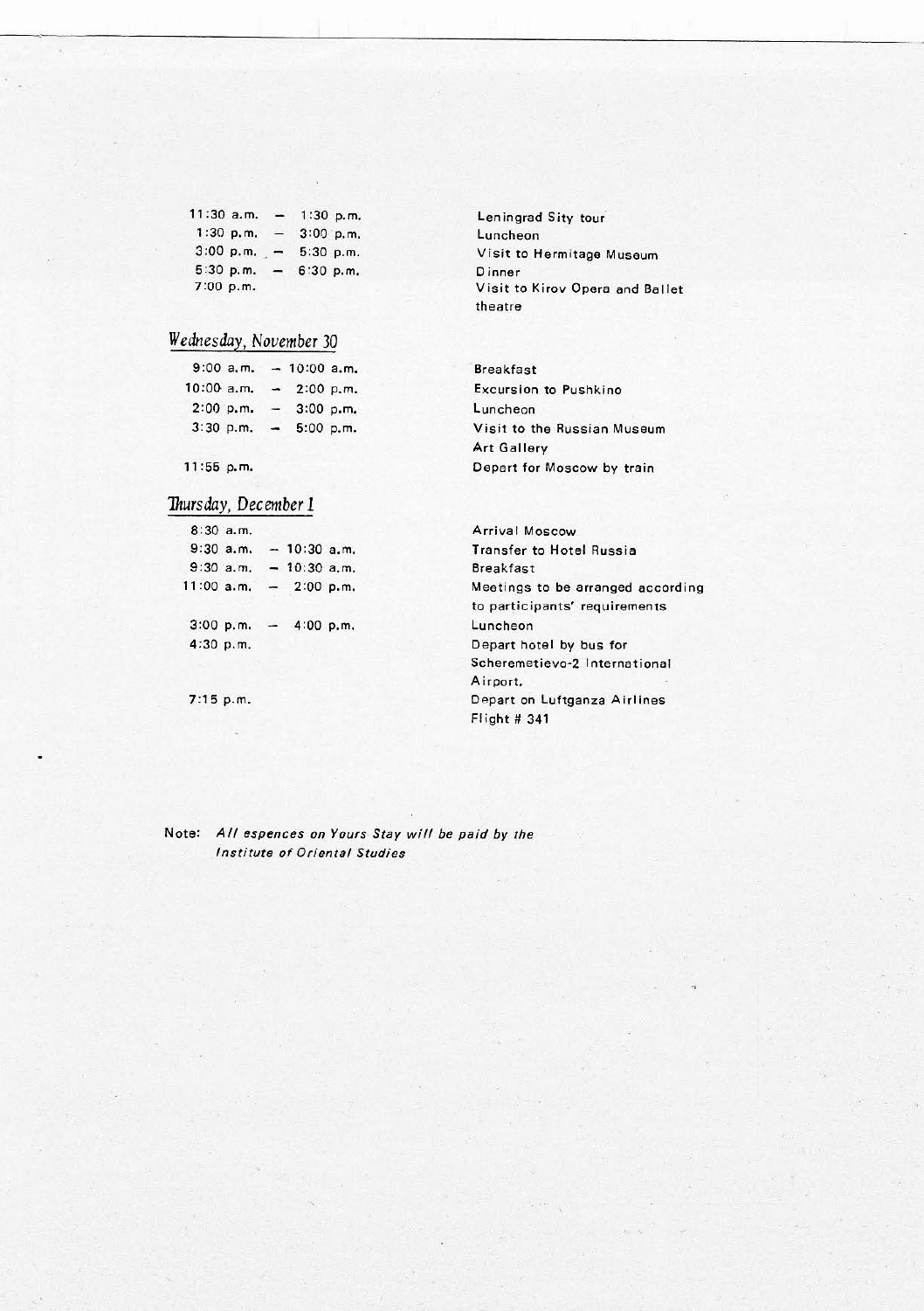| | |
|---|---|
| 11:30 a.m. – 1:30 p.m. | Leningrad Sity tour |
| 1:30 p.m. – 3:00 p.m. | Luncheon |
| 3:00 p.m. – 5:30 p.m. | Visit to Hermitage Museum |
| 5:30 p.m. – 6:30 p.m. | Dinner |
| 7:00 p.m. | Visit to Kirov Opera and Ballet theatre |

## *Wednesday, November 30*

| | |
|---|---|
| 9:00 a.m. – 10:00 a.m. | Breakfast |
| 10:00 a.m. – 2:00 p.m. | Excursion to Pushkino |
| 2:00 p.m. – 3:00 p.m. | Luncheon |
| 3:30 p.m. – 5:00 p.m. | Visit to the Russian Museum Art Gallery |
| 11:55 p.m. | Depart for Moscow by train |

## *Thursday, December 1*

| | |
|---|---|
| 8:30 a.m. | Arrival Moscow |
| 9:30 a.m. – 10:30 a.m. | Transfer to Hotel Russia |
| 9:30 a.m. – 10:30 a.m. | Breakfast |
| 11:00 a.m. – 2:00 p.m. | Meetings to be arranged according to participants' requirements |
| 3:00 p.m. – 4:00 p.m. | Luncheon |
| 4:30 p.m. | Depart hotel by bus for Scheremetievo-2 International Airport. |
| 7:15 p.m. | Depart on Luftganza Airlines Flight # 341 |

Note: *All espences on Yours Stay will be paid by the Institute of Oriental Studies*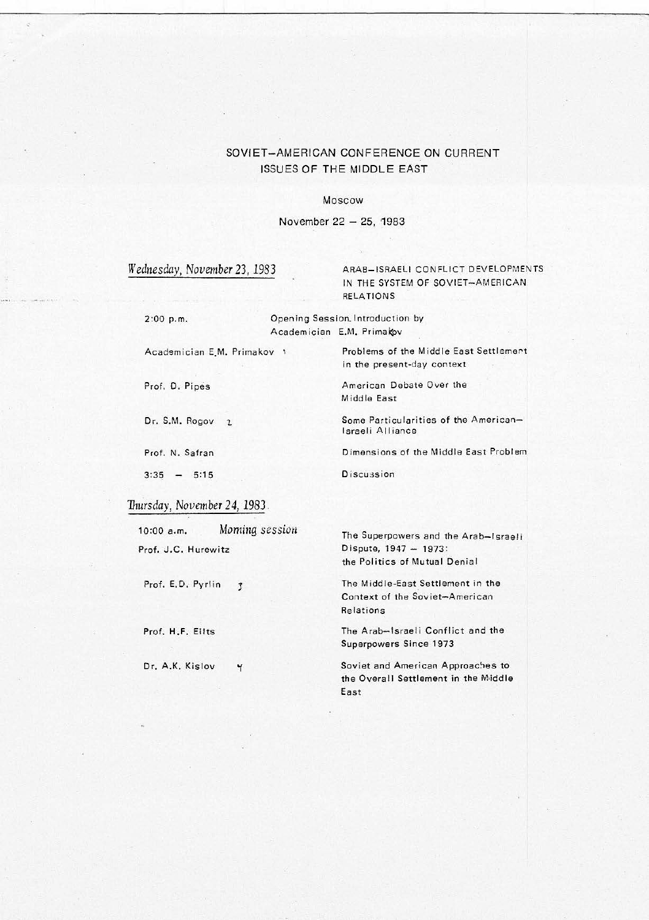# SOVIET–AMERICAN CONFERENCE ON CURRENT ISSUES OF THE MIDDLE EAST

Moscow

November 22 – 25, 1983

## *Wednesday, November 23, 1983*

**ARAB–ISRAELI CONFLICT DEVELOPMENTS IN THE SYSTEM OF SOVIET–AMERICAN RELATIONS**

2:00 p.m. — Opening Session. Introduction by Academician E.M. Primakov

| | |
|---|---|
| Academician E.M. Primakov 1 | Problems of the Middle East Settlement in the present-day context |
| Prof. D. Pipes | American Debate Over the Middle East |
| Dr. S.M. Rogov 2 | Some Particularities of the American–Israeli Alliance |
| Prof. N. Safran | Dimensions of the Middle East Problem |
| 3:35 – 5:15 | Discussion |

## *Thursday, November 24, 1983*

10:00 a.m. *Morning session*

| | |
|---|---|
| Prof. J.C. Hurewitz | The Superpowers and the Arab–Israeli Dispute, 1947 – 1973: the Politics of Mutual Denial |
| Prof. E.D. Pyrlin 3 | The Middle-East Settlement in the Context of the Soviet–American Relations |
| Prof. H.F. Eilts | The Arab–Israeli Conflict and the Superpowers Since 1973 |
| Dr. A.K. Kislov 4 | Soviet and American Approaches to the Overall Settlement in the Middle East |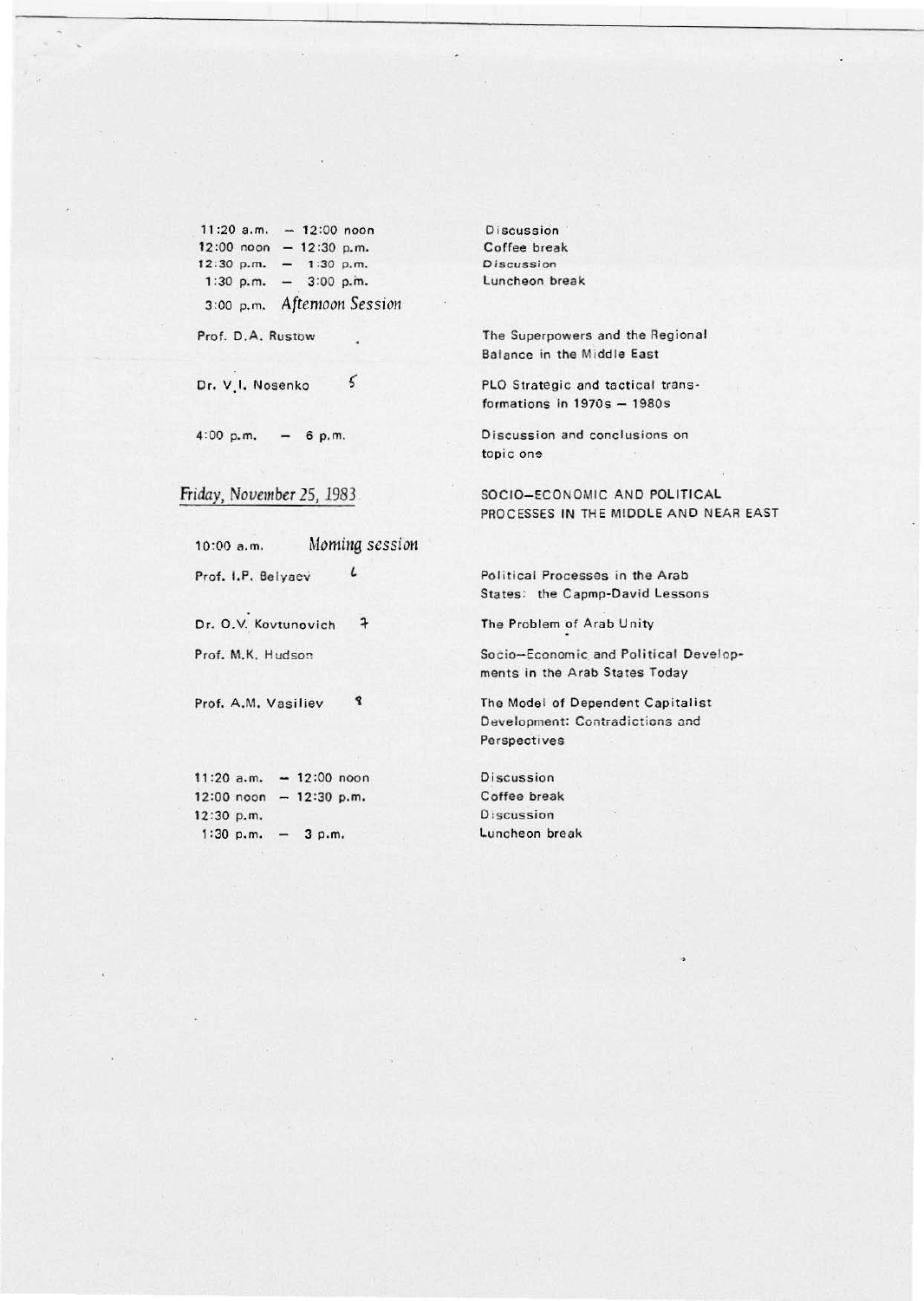| | |
|---|---|
| 11:20 a.m. – 12:00 noon | Discussion |
| 12:00 noon – 12:30 p.m. | Coffee break |
| 12:30 p.m. – 1:30 p.m. | Discussion |
| 1:30 p.m. – 3:00 p.m. | Luncheon break |

3:00 p.m. *Afternoon Session*

| | |
|---|---|
| Prof. D.A. Rustow | The Superpowers and the Regional Balance in the Middle East |
| Dr. V.I. Nosenko | PLO Strategic and tactical transformations in 1970s – 1980s |
| 4:00 p.m. – 6 p.m. | Discussion and conclusions on topic one |

*Friday, November 25, 1983* — SOCIO–ECONOMIC AND POLITICAL PROCESSES IN THE MIDDLE AND NEAR EAST

10:00 a.m. *Morning session*

| | |
|---|---|
| Prof. I.P. Belyaev | Political Processes in the Arab States: the Capmp-David Lessons |
| Dr. O.V. Kovtunovich | The Problem of Arab Unity |
| Prof. M.K. Hudson | Socio–Economic and Political Developments in the Arab States Today |
| Prof. A.M. Vasiliev | The Model of Dependent Capitalist Development: Contradictions and Perspectives |

| | |
|---|---|
| 11:20 a.m. – 12:00 noon | Discussion |
| 12:00 noon – 12:30 p.m. | Coffee break |
| 12:30 p.m. | Discussion |
| 1:30 p.m. – 3 p.m. | Luncheon break |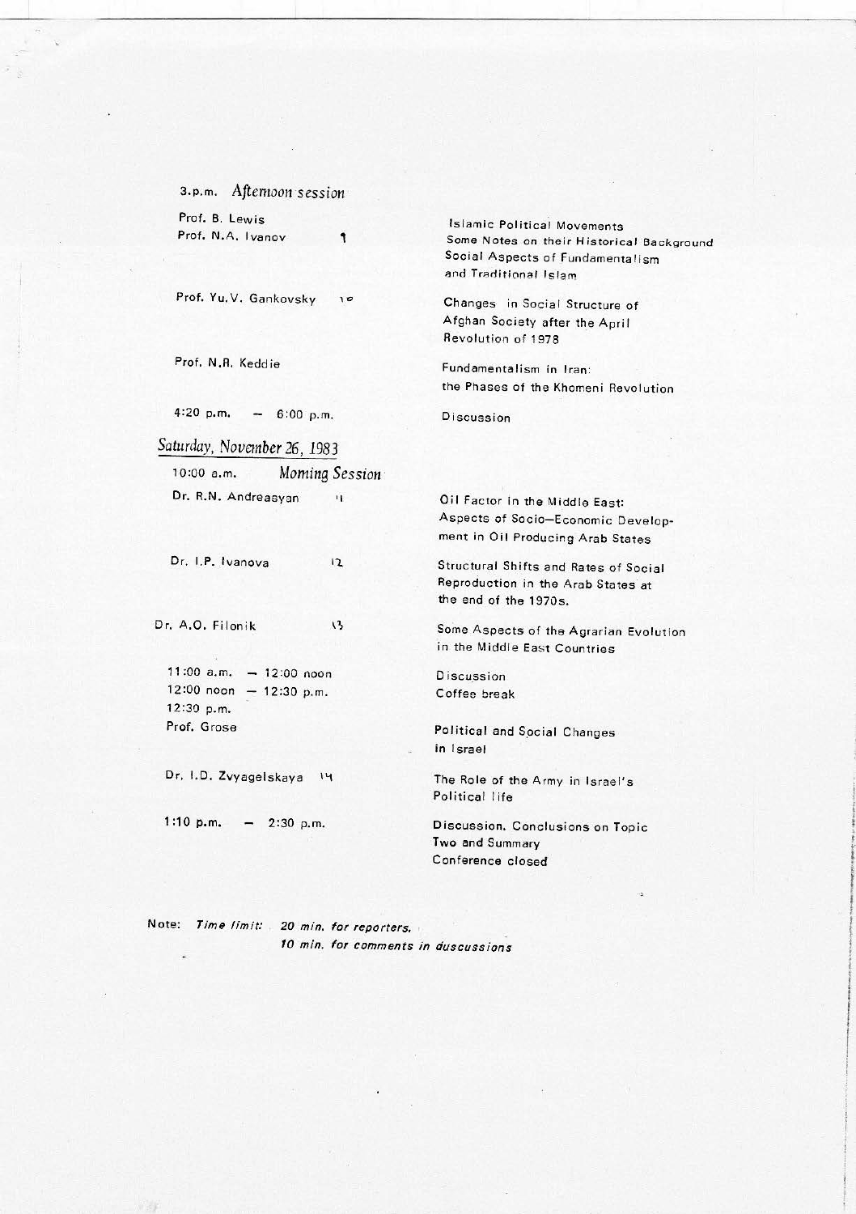3.p.m. *Afternoon session*

| | |
|---|---|
| Prof. B. Lewis | Islamic Political Movements Some Notes on their Historical Background |
| Prof. N.A. Ivanov 9 | Social Aspects of Fundamentalism and Traditional Islam |
| Prof. Yu.V. Gankovsky 10 | Changes in Social Structure of Afghan Society after the April Revolution of 1978 |
| Prof. N.R. Keddie | Fundamentalism in Iran: the Phases of the Khomeni Revolution |
| 4:20 p.m. – 6:00 p.m. | Discussion |

## *Saturday, November 26, 1983*

10:00 a.m. *Morning Session*

| | |
|---|---|
| Dr. R.N. Andreasyan 11 | Oil Factor in the Middle East: Aspects of Socio–Economic Development in Oil Producing Arab States |
| Dr. I.P. Ivanova 12 | Structural Shifts and Rates of Social Reproduction in the Arab States at the end of the 1970s. |
| Dr. A.O. Filonik 13 | Some Aspects of the Agrarian Evolution in the Middle East Countries |
| 11:00 a.m. – 12:00 noon | Discussion |
| 12:00 noon – 12:30 p.m. | Coffee break |
| 12:30 p.m. Prof. Grose | Political and Social Changes in Israel |
| Dr. I.D. Zvyagelskaya 14 | The Role of the Army in Israel's Political life |
| 1:10 p.m. – 2:30 p.m. | Discussion. Conclusions on Topic Two and Summary Conference closed |

Note: *Time limit: 20 min. for reporters, 10 min. for comments in duscussions*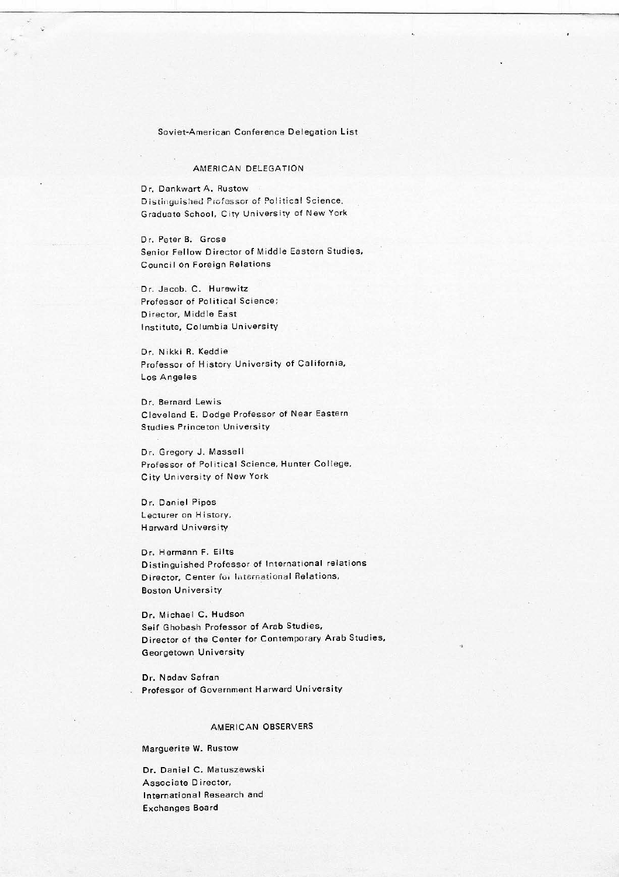Soviet-American Conference Delegation List

## AMERICAN DELEGATION

Dr. Dankwart A. Rustow
Distinguished Professor of Political Science,
Graduate School, City University of New York

Dr. Peter B. Grose
Senior Fellow Director of Middle Eastern Studies,
Council on Foreign Relations

Dr. Jacob. C. Hurewitz
Professor of Political Science;
Director, Middle East
Institute, Columbia University

Dr. Nikki R. Keddie
Professor of History University of California,
Los Angeles

Dr. Bernard Lewis
Cleveland E. Dodge Professor of Near Eastern
Studies Princeton University

Dr. Gregory J. Massell
Professor of Political Science, Hunter College,
City University of New York

Dr. Daniel Pipes
Lecturer on History,
Harward University

Dr. Hermann F. Eilts
Distinguished Professor of International relations
Director, Center for International Relations,
Boston University

Dr. Michael C. Hudson
Seif Ghobash Professor of Arab Studies,
Director of the Center for Contemporary Arab Studies,
Georgetown University

Dr. Nadav Safran
Professor of Government Harward University

## AMERICAN OBSERVERS

Marguerite W. Rustow

Dr. Daniel C. Matuszewski
Associate Director,
International Research and
Exchanges Board